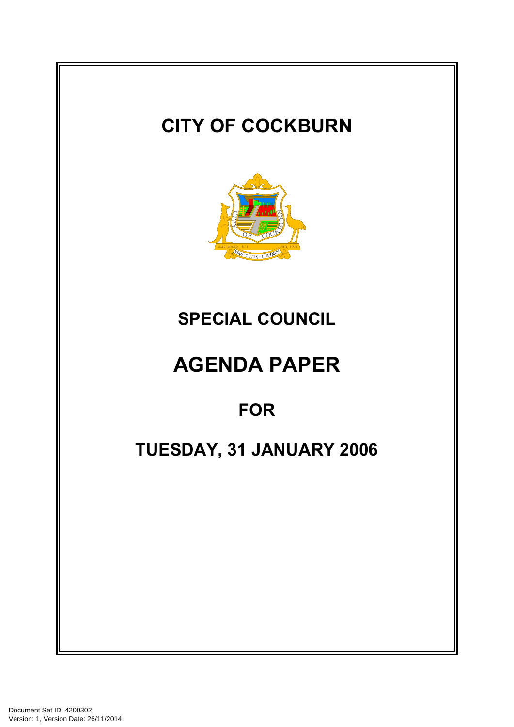# CITY OF COCKBURN

## SPECIAL COUNCIL

# AGENDA PAPER

## FOR

## TUESDAY, 31 JANUARY 2006

Document Set ID: 4200302
Version: 1, Version Date: 26/11/2014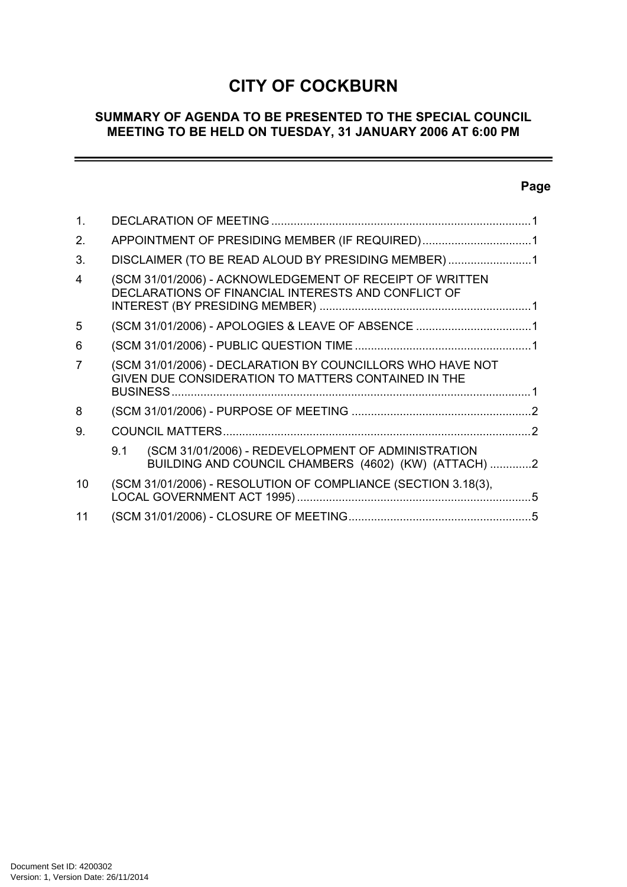# CITY OF COCKBURN

## SUMMARY OF AGENDA TO BE PRESENTED TO THE SPECIAL COUNCIL MEETING TO BE HELD ON TUESDAY, 31 JANUARY 2006 AT 6:00 PM

| | | Page |
|---|---|---|
| 1. | DECLARATION OF MEETING | 1 |
| 2. | APPOINTMENT OF PRESIDING MEMBER (IF REQUIRED) | 1 |
| 3. | DISCLAIMER (TO BE READ ALOUD BY PRESIDING MEMBER) | 1 |
| 4 | (SCM 31/01/2006) - ACKNOWLEDGEMENT OF RECEIPT OF WRITTEN DECLARATIONS OF FINANCIAL INTERESTS AND CONFLICT OF INTEREST (BY PRESIDING MEMBER) | 1 |
| 5 | (SCM 31/01/2006) - APOLOGIES & LEAVE OF ABSENCE | 1 |
| 6 | (SCM 31/01/2006) - PUBLIC QUESTION TIME | 1 |
| 7 | (SCM 31/01/2006) - DECLARATION BY COUNCILLORS WHO HAVE NOT GIVEN DUE CONSIDERATION TO MATTERS CONTAINED IN THE BUSINESS | 1 |
| 8 | (SCM 31/01/2006) - PURPOSE OF MEETING | 2 |
| 9. | COUNCIL MATTERS | 2 |
| | 9.1 (SCM 31/01/2006) - REDEVELOPMENT OF ADMINISTRATION BUILDING AND COUNCIL CHAMBERS (4602) (KW) (ATTACH) | 2 |
| 10 | (SCM 31/01/2006) - RESOLUTION OF COMPLIANCE (SECTION 3.18(3), LOCAL GOVERNMENT ACT 1995) | 5 |
| 11 | (SCM 31/01/2006) - CLOSURE OF MEETING | 5 |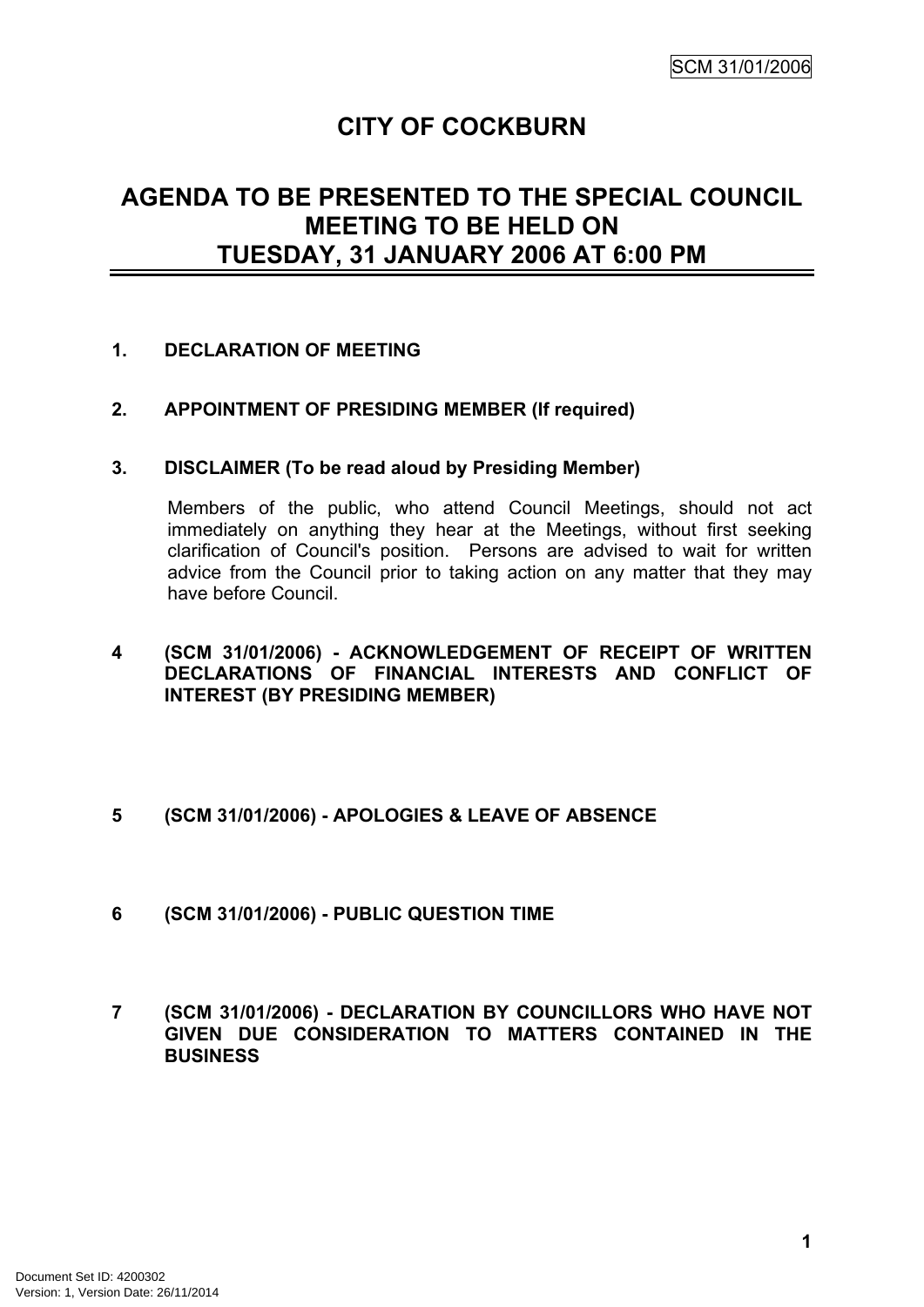# CITY OF COCKBURN

## AGENDA TO BE PRESENTED TO THE SPECIAL COUNCIL MEETING TO BE HELD ON TUESDAY, 31 JANUARY 2006 AT 6:00 PM

**1. DECLARATION OF MEETING**

**2. APPOINTMENT OF PRESIDING MEMBER (If required)**

**3. DISCLAIMER (To be read aloud by Presiding Member)**

Members of the public, who attend Council Meetings, should not act immediately on anything they hear at the Meetings, without first seeking clarification of Council's position. Persons are advised to wait for written advice from the Council prior to taking action on any matter that they may have before Council.

**4 (SCM 31/01/2006) - ACKNOWLEDGEMENT OF RECEIPT OF WRITTEN DECLARATIONS OF FINANCIAL INTERESTS AND CONFLICT OF INTEREST (BY PRESIDING MEMBER)**

**5 (SCM 31/01/2006) - APOLOGIES & LEAVE OF ABSENCE**

**6 (SCM 31/01/2006) - PUBLIC QUESTION TIME**

**7 (SCM 31/01/2006) - DECLARATION BY COUNCILLORS WHO HAVE NOT GIVEN DUE CONSIDERATION TO MATTERS CONTAINED IN THE BUSINESS**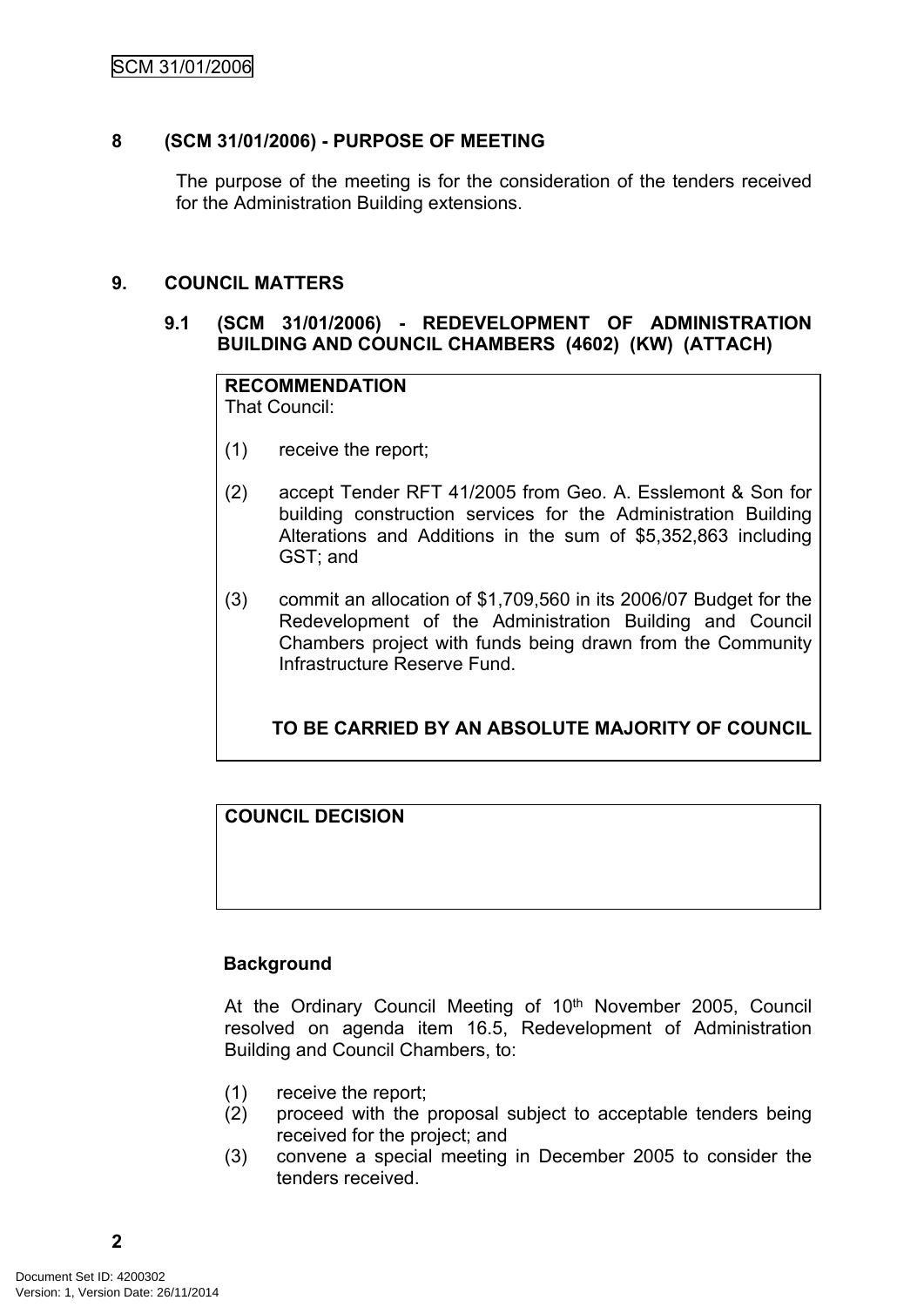## 8 (SCM 31/01/2006) - PURPOSE OF MEETING

The purpose of the meeting is for the consideration of the tenders received for the Administration Building extensions.

## 9. COUNCIL MATTERS

### 9.1 (SCM 31/01/2006) - REDEVELOPMENT OF ADMINISTRATION BUILDING AND COUNCIL CHAMBERS (4602) (KW) (ATTACH)

**RECOMMENDATION**

That Council:

(1) receive the report;

(2) accept Tender RFT 41/2005 from Geo. A. Esslemont & Son for building construction services for the Administration Building Alterations and Additions in the sum of $5,352,863 including GST; and

(3) commit an allocation of $1,709,560 in its 2006/07 Budget for the Redevelopment of the Administration Building and Council Chambers project with funds being drawn from the Community Infrastructure Reserve Fund.

**TO BE CARRIED BY AN ABSOLUTE MAJORITY OF COUNCIL**

**COUNCIL DECISION**

**Background**

At the Ordinary Council Meeting of 10th November 2005, Council resolved on agenda item 16.5, Redevelopment of Administration Building and Council Chambers, to:

(1) receive the report;
(2) proceed with the proposal subject to acceptable tenders being received for the project; and
(3) convene a special meeting in December 2005 to consider the tenders received.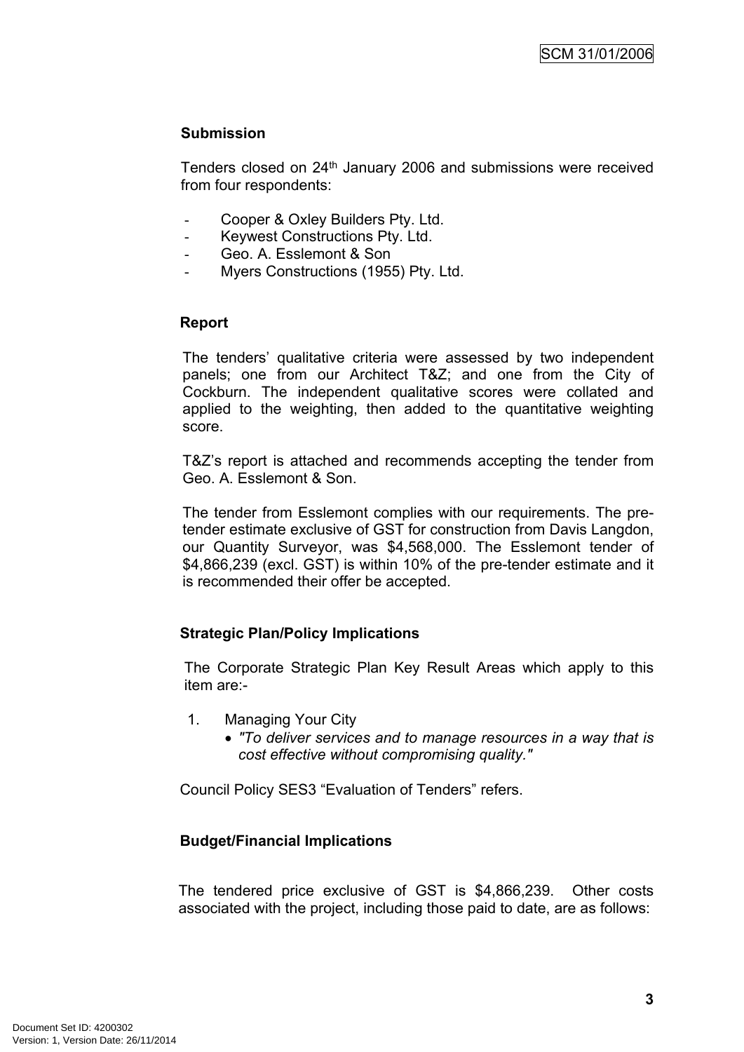**Submission**

Tenders closed on 24th January 2006 and submissions were received from four respondents:

- Cooper & Oxley Builders Pty. Ltd.
- Keywest Constructions Pty. Ltd.
- Geo. A. Esslemont & Son
- Myers Constructions (1955) Pty. Ltd.

**Report**

The tenders' qualitative criteria were assessed by two independent panels; one from our Architect T&Z; and one from the City of Cockburn. The independent qualitative scores were collated and applied to the weighting, then added to the quantitative weighting score.

T&Z's report is attached and recommends accepting the tender from Geo. A. Esslemont & Son.

The tender from Esslemont complies with our requirements. The pre-tender estimate exclusive of GST for construction from Davis Langdon, our Quantity Surveyor, was $4,568,000. The Esslemont tender of $4,866,239 (excl. GST) is within 10% of the pre-tender estimate and it is recommended their offer be accepted.

**Strategic Plan/Policy Implications**

The Corporate Strategic Plan Key Result Areas which apply to this item are:-

1. Managing Your City
   - *"To deliver services and to manage resources in a way that is cost effective without compromising quality."*

Council Policy SES3 "Evaluation of Tenders" refers.

**Budget/Financial Implications**

The tendered price exclusive of GST is $4,866,239. Other costs associated with the project, including those paid to date, are as follows: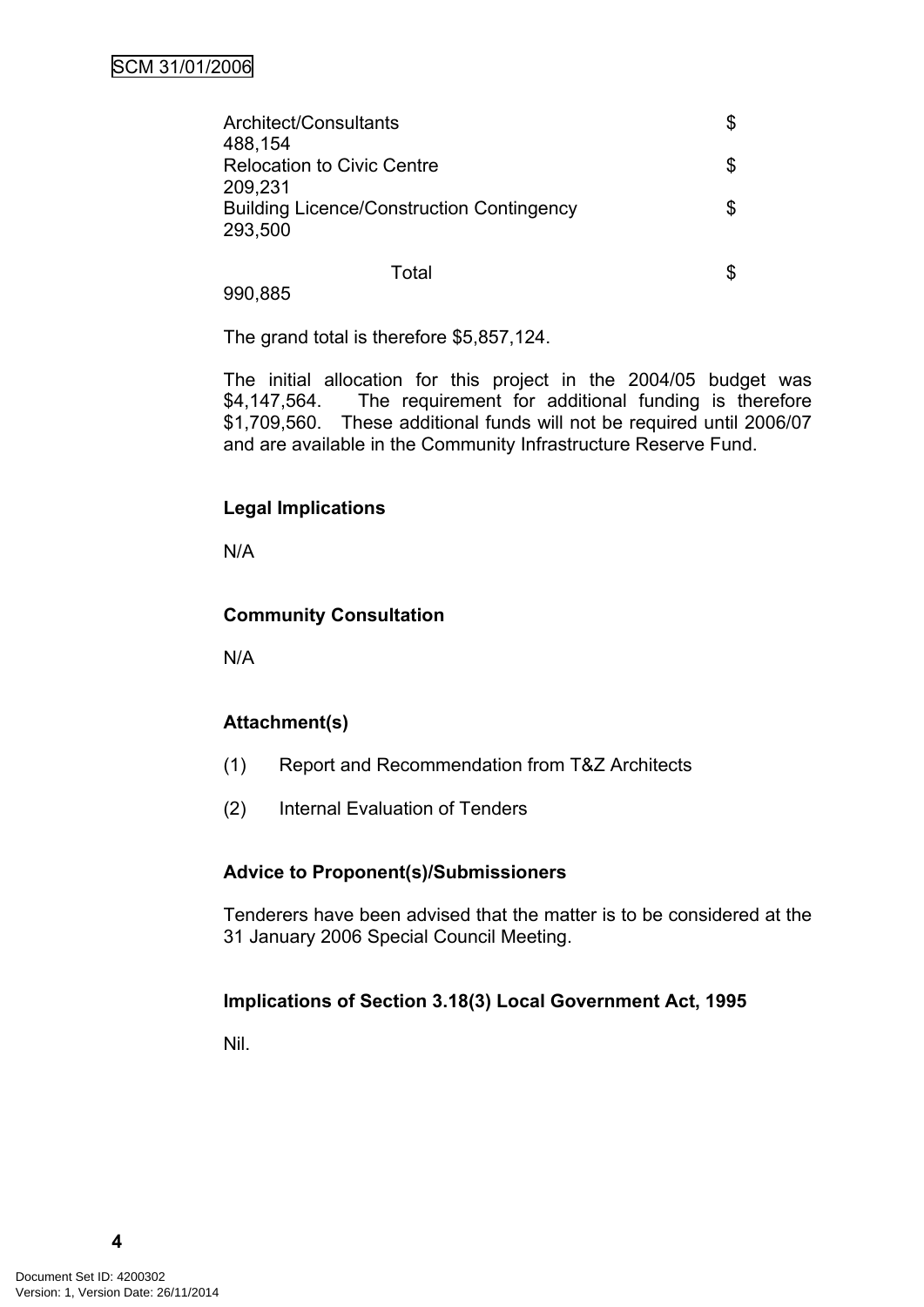| | |
|---|---|
| Architect/Consultants | $ 488,154 |
| Relocation to Civic Centre | $ 209,231 |
| Building Licence/Construction Contingency | $ 293,500 |
| Total | $ 990,885 |

The grand total is therefore $5,857,124.

The initial allocation for this project in the 2004/05 budget was $4,147,564. The requirement for additional funding is therefore $1,709,560. These additional funds will not be required until 2006/07 and are available in the Community Infrastructure Reserve Fund.

**Legal Implications**

N/A

**Community Consultation**

N/A

**Attachment(s)**

(1) Report and Recommendation from T&Z Architects

(2) Internal Evaluation of Tenders

**Advice to Proponent(s)/Submissioners**

Tenderers have been advised that the matter is to be considered at the 31 January 2006 Special Council Meeting.

**Implications of Section 3.18(3) Local Government Act, 1995**

Nil.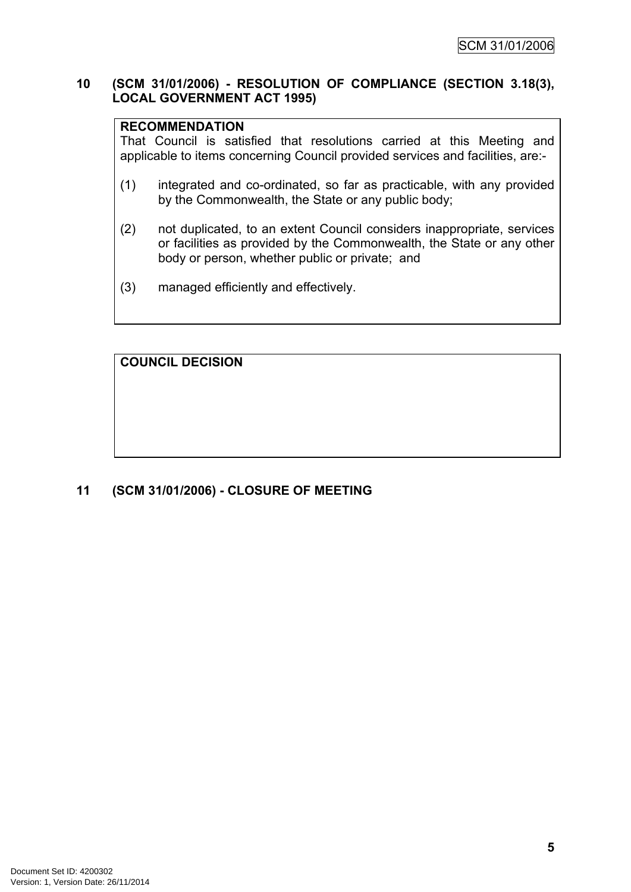## 10 (SCM 31/01/2006) - RESOLUTION OF COMPLIANCE (SECTION 3.18(3), LOCAL GOVERNMENT ACT 1995)

**RECOMMENDATION**

That Council is satisfied that resolutions carried at this Meeting and applicable to items concerning Council provided services and facilities, are:-

(1) integrated and co-ordinated, so far as practicable, with any provided by the Commonwealth, the State or any public body;

(2) not duplicated, to an extent Council considers inappropriate, services or facilities as provided by the Commonwealth, the State or any other body or person, whether public or private; and

(3) managed efficiently and effectively.

**COUNCIL DECISION**

## 11 (SCM 31/01/2006) - CLOSURE OF MEETING

Document Set ID: 4200302
Version: 1, Version Date: 26/11/2014